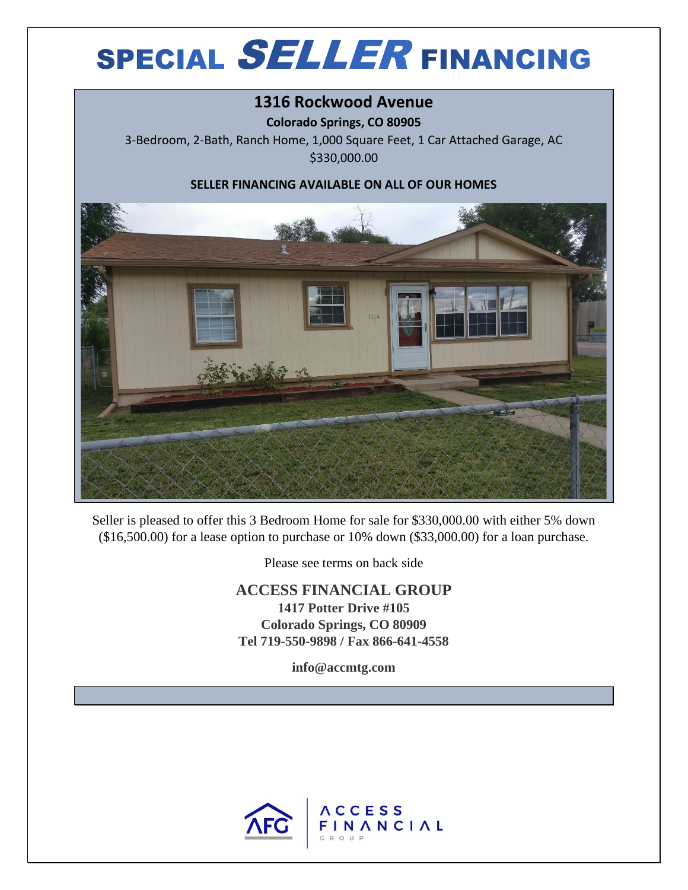# SPECIAL *SELLER* FINANCING

## 1316 Rockwood Avenue

**Colorado Springs, CO 80905**

3-Bedroom, 2-Bath, Ranch Home, 1,000 Square Feet, 1 Car Attached Garage, AC

$330,000.00

**SELLER FINANCING AVAILABLE ON ALL OF OUR HOMES**

Seller is pleased to offer this 3 Bedroom Home for sale for $330,000.00 with either 5% down ($16,500.00) for a lease option to purchase or 10% down ($33,000.00) for a loan purchase.

Please see terms on back side

**ACCESS FINANCIAL GROUP**

**1417 Potter Drive #105**

**Colorado Springs, CO 80909**

**Tel 719-550-9898 / Fax 866-641-4558**

**info@accmtg.com**

AFG | ACCESS FINANCIAL GROUP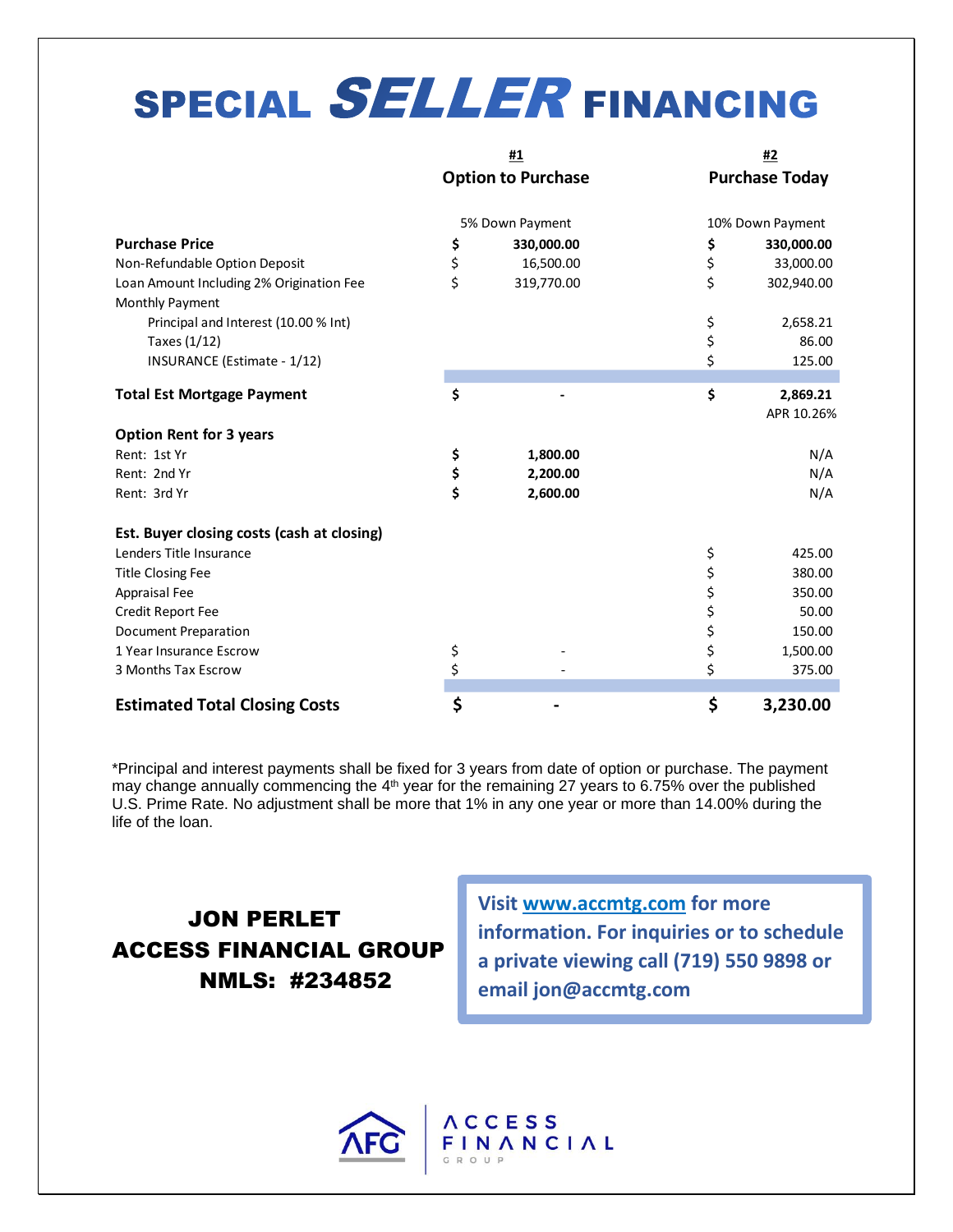# SPECIAL ***SELLER*** FINANCING

| | #1 Option to Purchase | #2 Purchase Today |
|---|---|---|
| | 5% Down Payment | 10% Down Payment |
| **Purchase Price** | **$ 330,000.00** | **$ 330,000.00** |
| Non-Refundable Option Deposit | $ 16,500.00 | $ 33,000.00 |
| Loan Amount Including 2% Origination Fee | $ 319,770.00 | $ 302,940.00 |
| Monthly Payment | | |
| Principal and Interest (10.00 % Int) | | $ 2,658.21 |
| Taxes (1/12) | | $ 86.00 |
| INSURANCE (Estimate - 1/12) | | $ 125.00 |
| **Total Est Mortgage Payment** | **$ -** | **$ 2,869.21** |
| | | APR 10.26% |
| **Option Rent for 3 years** | | |
| Rent: 1st Yr | **$ 1,800.00** | N/A |
| Rent: 2nd Yr | **$ 2,200.00** | N/A |
| Rent: 3rd Yr | **$ 2,600.00** | N/A |
| **Est. Buyer closing costs (cash at closing)** | | |
| Lenders Title Insurance | | $ 425.00 |
| Title Closing Fee | | $ 380.00 |
| Appraisal Fee | | $ 350.00 |
| Credit Report Fee | | $ 50.00 |
| Document Preparation | | $ 150.00 |
| 1 Year Insurance Escrow | $ - | $ 1,500.00 |
| 3 Months Tax Escrow | $ - | $ 375.00 |
| **Estimated Total Closing Costs** | **$ -** | **$ 3,230.00** |

*Principal and interest payments shall be fixed for 3 years from date of option or purchase. The payment may change annually commencing the 4th year for the remaining 27 years to 6.75% over the published U.S. Prime Rate. No adjustment shall be more that 1% in any one year or more than 14.00% during the life of the loan.

**JON PERLET**
**ACCESS FINANCIAL GROUP**
**NMLS: #234852**

**Visit www.accmtg.com for more information. For inquiries or to schedule a private viewing call (719) 550 9898 or email jon@accmtg.com**

AFG ACCESS FINANCIAL GROUP